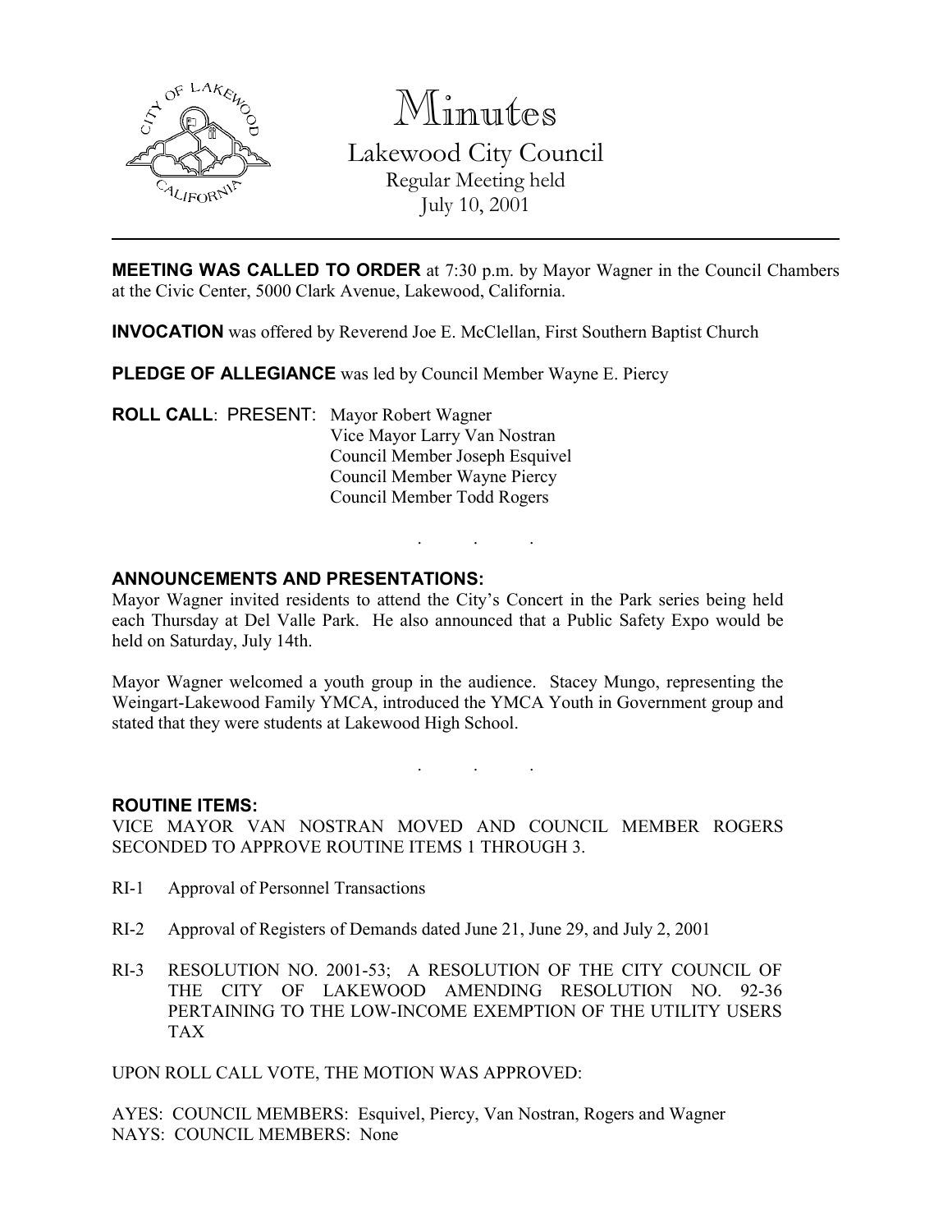# Minutes

Lakewood City Council
Regular Meeting held
July 10, 2001

---

**MEETING WAS CALLED TO ORDER** at 7:30 p.m. by Mayor Wagner in the Council Chambers at the Civic Center, 5000 Clark Avenue, Lakewood, California.

**INVOCATION** was offered by Reverend Joe E. McClellan, First Southern Baptist Church

**PLEDGE OF ALLEGIANCE** was led by Council Member Wayne E. Piercy

**ROLL CALL**: PRESENT: Mayor Robert Wagner
Vice Mayor Larry Van Nostran
Council Member Joseph Esquivel
Council Member Wayne Piercy
Council Member Todd Rogers

. . .

**ANNOUNCEMENTS AND PRESENTATIONS:**

Mayor Wagner invited residents to attend the City's Concert in the Park series being held each Thursday at Del Valle Park. He also announced that a Public Safety Expo would be held on Saturday, July 14th.

Mayor Wagner welcomed a youth group in the audience. Stacey Mungo, representing the Weingart-Lakewood Family YMCA, introduced the YMCA Youth in Government group and stated that they were students at Lakewood High School.

. . .

**ROUTINE ITEMS:**

VICE MAYOR VAN NOSTRAN MOVED AND COUNCIL MEMBER ROGERS SECONDED TO APPROVE ROUTINE ITEMS 1 THROUGH 3.

RI-1 Approval of Personnel Transactions

RI-2 Approval of Registers of Demands dated June 21, June 29, and July 2, 2001

RI-3 RESOLUTION NO. 2001-53; A RESOLUTION OF THE CITY COUNCIL OF THE CITY OF LAKEWOOD AMENDING RESOLUTION NO. 92-36 PERTAINING TO THE LOW-INCOME EXEMPTION OF THE UTILITY USERS TAX

UPON ROLL CALL VOTE, THE MOTION WAS APPROVED:

AYES: COUNCIL MEMBERS: Esquivel, Piercy, Van Nostran, Rogers and Wagner
NAYS: COUNCIL MEMBERS: None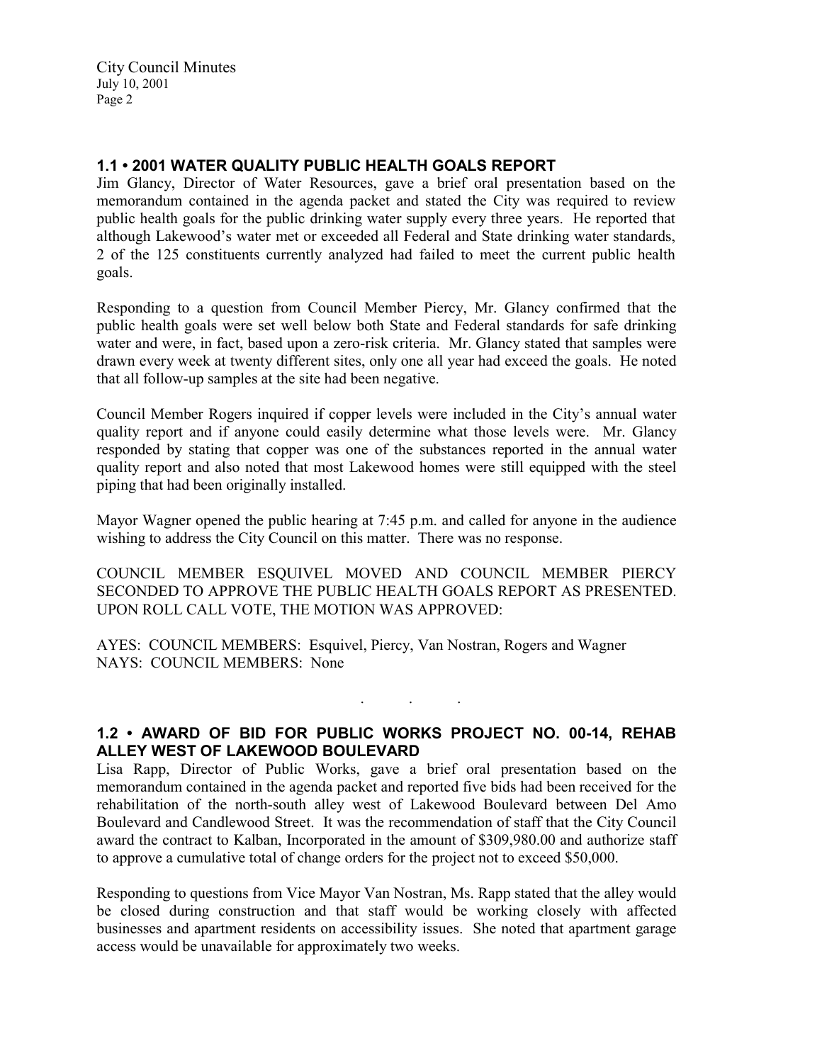## 1.1 • 2001 WATER QUALITY PUBLIC HEALTH GOALS REPORT

Jim Glancy, Director of Water Resources, gave a brief oral presentation based on the memorandum contained in the agenda packet and stated the City was required to review public health goals for the public drinking water supply every three years. He reported that although Lakewood's water met or exceeded all Federal and State drinking water standards, 2 of the 125 constituents currently analyzed had failed to meet the current public health goals.

Responding to a question from Council Member Piercy, Mr. Glancy confirmed that the public health goals were set well below both State and Federal standards for safe drinking water and were, in fact, based upon a zero-risk criteria. Mr. Glancy stated that samples were drawn every week at twenty different sites, only one all year had exceed the goals. He noted that all follow-up samples at the site had been negative.

Council Member Rogers inquired if copper levels were included in the City's annual water quality report and if anyone could easily determine what those levels were. Mr. Glancy responded by stating that copper was one of the substances reported in the annual water quality report and also noted that most Lakewood homes were still equipped with the steel piping that had been originally installed.

Mayor Wagner opened the public hearing at 7:45 p.m. and called for anyone in the audience wishing to address the City Council on this matter. There was no response.

COUNCIL MEMBER ESQUIVEL MOVED AND COUNCIL MEMBER PIERCY SECONDED TO APPROVE THE PUBLIC HEALTH GOALS REPORT AS PRESENTED. UPON ROLL CALL VOTE, THE MOTION WAS APPROVED:

AYES: COUNCIL MEMBERS: Esquivel, Piercy, Van Nostran, Rogers and Wagner
NAYS: COUNCIL MEMBERS: None

. . .

## 1.2 • AWARD OF BID FOR PUBLIC WORKS PROJECT NO. 00-14, REHAB ALLEY WEST OF LAKEWOOD BOULEVARD

Lisa Rapp, Director of Public Works, gave a brief oral presentation based on the memorandum contained in the agenda packet and reported five bids had been received for the rehabilitation of the north-south alley west of Lakewood Boulevard between Del Amo Boulevard and Candlewood Street. It was the recommendation of staff that the City Council award the contract to Kalban, Incorporated in the amount of $309,980.00 and authorize staff to approve a cumulative total of change orders for the project not to exceed $50,000.

Responding to questions from Vice Mayor Van Nostran, Ms. Rapp stated that the alley would be closed during construction and that staff would be working closely with affected businesses and apartment residents on accessibility issues. She noted that apartment garage access would be unavailable for approximately two weeks.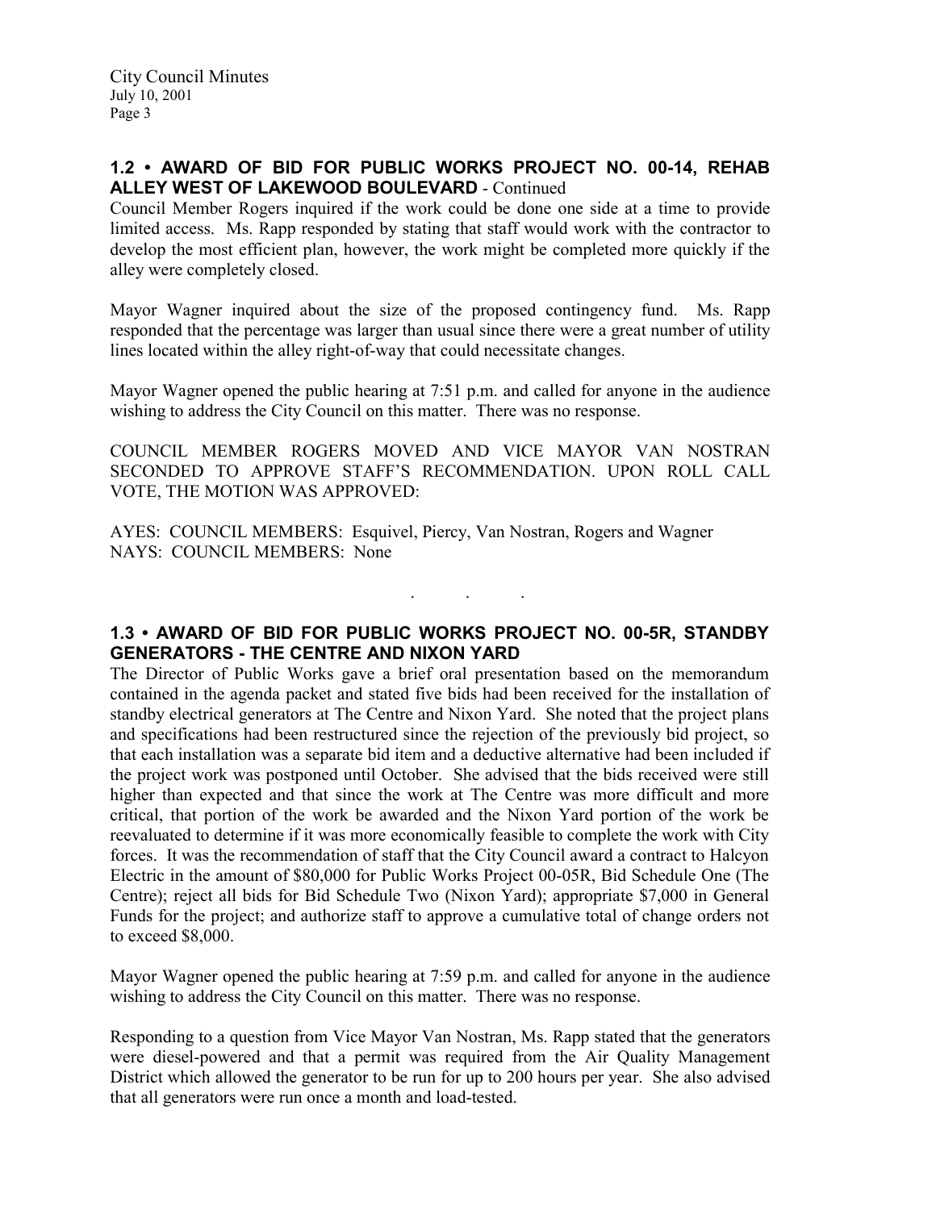## 1.2 • AWARD OF BID FOR PUBLIC WORKS PROJECT NO. 00-14, REHAB ALLEY WEST OF LAKEWOOD BOULEVARD - Continued

Council Member Rogers inquired if the work could be done one side at a time to provide limited access. Ms. Rapp responded by stating that staff would work with the contractor to develop the most efficient plan, however, the work might be completed more quickly if the alley were completely closed.

Mayor Wagner inquired about the size of the proposed contingency fund. Ms. Rapp responded that the percentage was larger than usual since there were a great number of utility lines located within the alley right-of-way that could necessitate changes.

Mayor Wagner opened the public hearing at 7:51 p.m. and called for anyone in the audience wishing to address the City Council on this matter. There was no response.

COUNCIL MEMBER ROGERS MOVED AND VICE MAYOR VAN NOSTRAN SECONDED TO APPROVE STAFF'S RECOMMENDATION. UPON ROLL CALL VOTE, THE MOTION WAS APPROVED:

AYES: COUNCIL MEMBERS: Esquivel, Piercy, Van Nostran, Rogers and Wagner
NAYS: COUNCIL MEMBERS: None

. . .

## 1.3 • AWARD OF BID FOR PUBLIC WORKS PROJECT NO. 00-5R, STANDBY GENERATORS - THE CENTRE AND NIXON YARD

The Director of Public Works gave a brief oral presentation based on the memorandum contained in the agenda packet and stated five bids had been received for the installation of standby electrical generators at The Centre and Nixon Yard. She noted that the project plans and specifications had been restructured since the rejection of the previously bid project, so that each installation was a separate bid item and a deductive alternative had been included if the project work was postponed until October. She advised that the bids received were still higher than expected and that since the work at The Centre was more difficult and more critical, that portion of the work be awarded and the Nixon Yard portion of the work be reevaluated to determine if it was more economically feasible to complete the work with City forces. It was the recommendation of staff that the City Council award a contract to Halcyon Electric in the amount of $80,000 for Public Works Project 00-05R, Bid Schedule One (The Centre); reject all bids for Bid Schedule Two (Nixon Yard); appropriate $7,000 in General Funds for the project; and authorize staff to approve a cumulative total of change orders not to exceed $8,000.

Mayor Wagner opened the public hearing at 7:59 p.m. and called for anyone in the audience wishing to address the City Council on this matter. There was no response.

Responding to a question from Vice Mayor Van Nostran, Ms. Rapp stated that the generators were diesel-powered and that a permit was required from the Air Quality Management District which allowed the generator to be run for up to 200 hours per year. She also advised that all generators were run once a month and load-tested.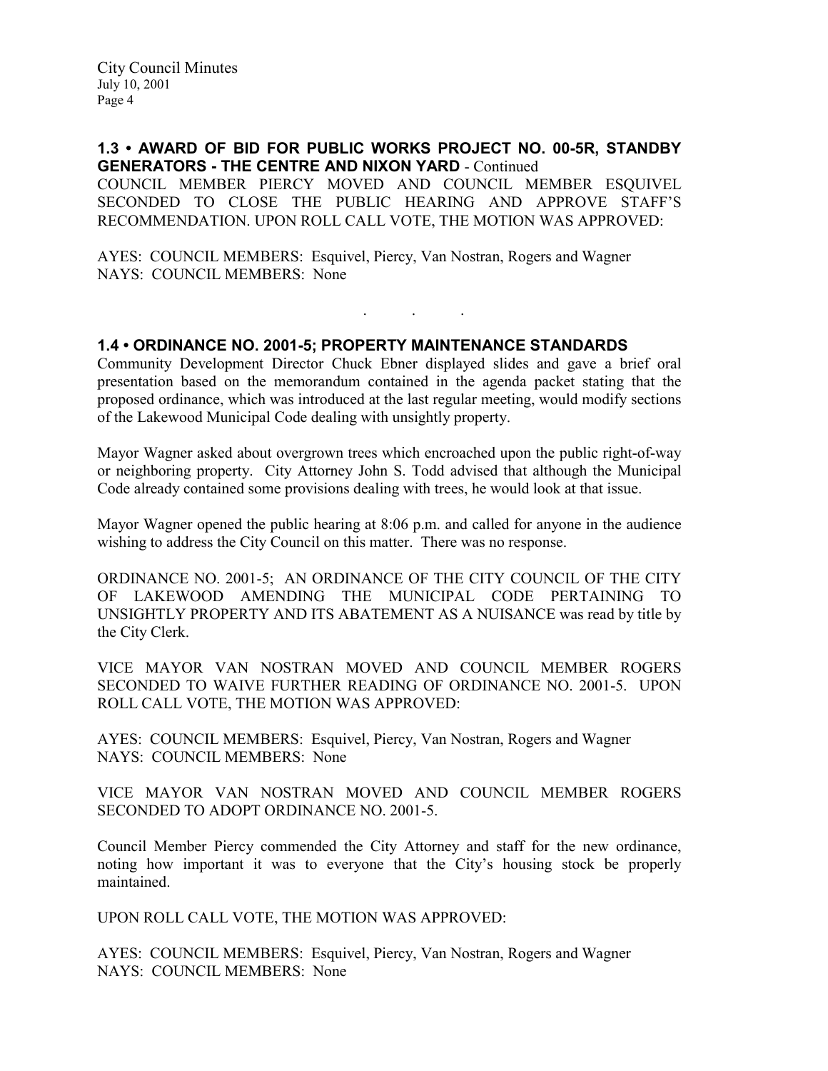## 1.3 • AWARD OF BID FOR PUBLIC WORKS PROJECT NO. 00-5R, STANDBY GENERATORS - THE CENTRE AND NIXON YARD - Continued

COUNCIL MEMBER PIERCY MOVED AND COUNCIL MEMBER ESQUIVEL SECONDED TO CLOSE THE PUBLIC HEARING AND APPROVE STAFF'S RECOMMENDATION. UPON ROLL CALL VOTE, THE MOTION WAS APPROVED:

AYES: COUNCIL MEMBERS: Esquivel, Piercy, Van Nostran, Rogers and Wagner
NAYS: COUNCIL MEMBERS: None

. . .

## 1.4 • ORDINANCE NO. 2001-5; PROPERTY MAINTENANCE STANDARDS

Community Development Director Chuck Ebner displayed slides and gave a brief oral presentation based on the memorandum contained in the agenda packet stating that the proposed ordinance, which was introduced at the last regular meeting, would modify sections of the Lakewood Municipal Code dealing with unsightly property.

Mayor Wagner asked about overgrown trees which encroached upon the public right-of-way or neighboring property. City Attorney John S. Todd advised that although the Municipal Code already contained some provisions dealing with trees, he would look at that issue.

Mayor Wagner opened the public hearing at 8:06 p.m. and called for anyone in the audience wishing to address the City Council on this matter. There was no response.

ORDINANCE NO. 2001-5; AN ORDINANCE OF THE CITY COUNCIL OF THE CITY OF LAKEWOOD AMENDING THE MUNICIPAL CODE PERTAINING TO UNSIGHTLY PROPERTY AND ITS ABATEMENT AS A NUISANCE was read by title by the City Clerk.

VICE MAYOR VAN NOSTRAN MOVED AND COUNCIL MEMBER ROGERS SECONDED TO WAIVE FURTHER READING OF ORDINANCE NO. 2001-5. UPON ROLL CALL VOTE, THE MOTION WAS APPROVED:

AYES: COUNCIL MEMBERS: Esquivel, Piercy, Van Nostran, Rogers and Wagner
NAYS: COUNCIL MEMBERS: None

VICE MAYOR VAN NOSTRAN MOVED AND COUNCIL MEMBER ROGERS SECONDED TO ADOPT ORDINANCE NO. 2001-5.

Council Member Piercy commended the City Attorney and staff for the new ordinance, noting how important it was to everyone that the City's housing stock be properly maintained.

UPON ROLL CALL VOTE, THE MOTION WAS APPROVED:

AYES: COUNCIL MEMBERS: Esquivel, Piercy, Van Nostran, Rogers and Wagner
NAYS: COUNCIL MEMBERS: None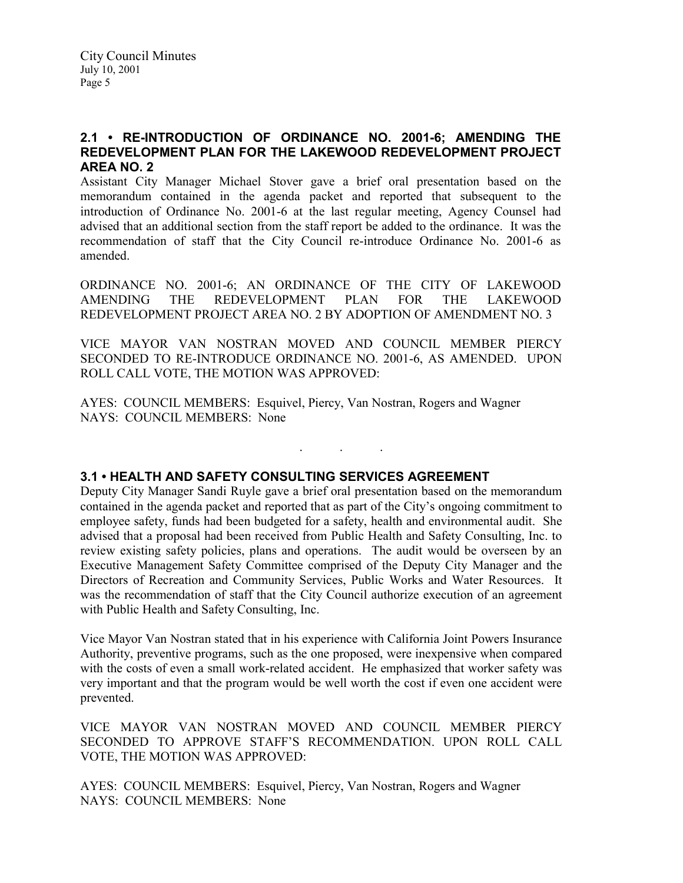## 2.1 • RE-INTRODUCTION OF ORDINANCE NO. 2001-6; AMENDING THE REDEVELOPMENT PLAN FOR THE LAKEWOOD REDEVELOPMENT PROJECT AREA NO. 2

Assistant City Manager Michael Stover gave a brief oral presentation based on the memorandum contained in the agenda packet and reported that subsequent to the introduction of Ordinance No. 2001-6 at the last regular meeting, Agency Counsel had advised that an additional section from the staff report be added to the ordinance. It was the recommendation of staff that the City Council re-introduce Ordinance No. 2001-6 as amended.

ORDINANCE NO. 2001-6; AN ORDINANCE OF THE CITY OF LAKEWOOD AMENDING THE REDEVELOPMENT PLAN FOR THE LAKEWOOD REDEVELOPMENT PROJECT AREA NO. 2 BY ADOPTION OF AMENDMENT NO. 3

VICE MAYOR VAN NOSTRAN MOVED AND COUNCIL MEMBER PIERCY SECONDED TO RE-INTRODUCE ORDINANCE NO. 2001-6, AS AMENDED. UPON ROLL CALL VOTE, THE MOTION WAS APPROVED:

AYES: COUNCIL MEMBERS: Esquivel, Piercy, Van Nostran, Rogers and Wagner
NAYS: COUNCIL MEMBERS: None

. . .

## 3.1 • HEALTH AND SAFETY CONSULTING SERVICES AGREEMENT

Deputy City Manager Sandi Ruyle gave a brief oral presentation based on the memorandum contained in the agenda packet and reported that as part of the City's ongoing commitment to employee safety, funds had been budgeted for a safety, health and environmental audit. She advised that a proposal had been received from Public Health and Safety Consulting, Inc. to review existing safety policies, plans and operations. The audit would be overseen by an Executive Management Safety Committee comprised of the Deputy City Manager and the Directors of Recreation and Community Services, Public Works and Water Resources. It was the recommendation of staff that the City Council authorize execution of an agreement with Public Health and Safety Consulting, Inc.

Vice Mayor Van Nostran stated that in his experience with California Joint Powers Insurance Authority, preventive programs, such as the one proposed, were inexpensive when compared with the costs of even a small work-related accident. He emphasized that worker safety was very important and that the program would be well worth the cost if even one accident were prevented.

VICE MAYOR VAN NOSTRAN MOVED AND COUNCIL MEMBER PIERCY SECONDED TO APPROVE STAFF'S RECOMMENDATION. UPON ROLL CALL VOTE, THE MOTION WAS APPROVED:

AYES: COUNCIL MEMBERS: Esquivel, Piercy, Van Nostran, Rogers and Wagner
NAYS: COUNCIL MEMBERS: None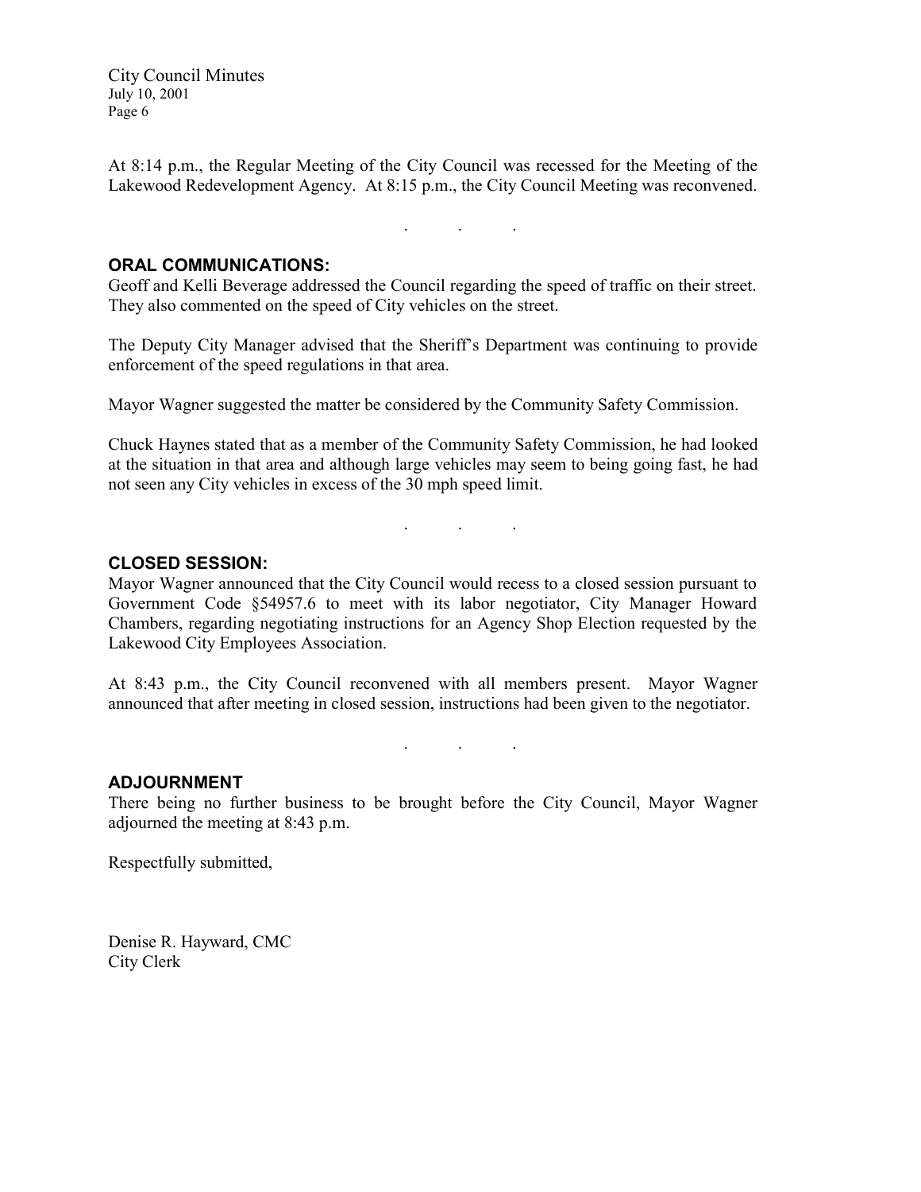At 8:14 p.m., the Regular Meeting of the City Council was recessed for the Meeting of the Lakewood Redevelopment Agency. At 8:15 p.m., the City Council Meeting was reconvened.

. . .

## ORAL COMMUNICATIONS:

Geoff and Kelli Beverage addressed the Council regarding the speed of traffic on their street. They also commented on the speed of City vehicles on the street.

The Deputy City Manager advised that the Sheriff's Department was continuing to provide enforcement of the speed regulations in that area.

Mayor Wagner suggested the matter be considered by the Community Safety Commission.

Chuck Haynes stated that as a member of the Community Safety Commission, he had looked at the situation in that area and although large vehicles may seem to being going fast, he had not seen any City vehicles in excess of the 30 mph speed limit.

. . .

## CLOSED SESSION:

Mayor Wagner announced that the City Council would recess to a closed session pursuant to Government Code §54957.6 to meet with its labor negotiator, City Manager Howard Chambers, regarding negotiating instructions for an Agency Shop Election requested by the Lakewood City Employees Association.

At 8:43 p.m., the City Council reconvened with all members present. Mayor Wagner announced that after meeting in closed session, instructions had been given to the negotiator.

. . .

## ADJOURNMENT

There being no further business to be brought before the City Council, Mayor Wagner adjourned the meeting at 8:43 p.m.

Respectfully submitted,

Denise R. Hayward, CMC
City Clerk